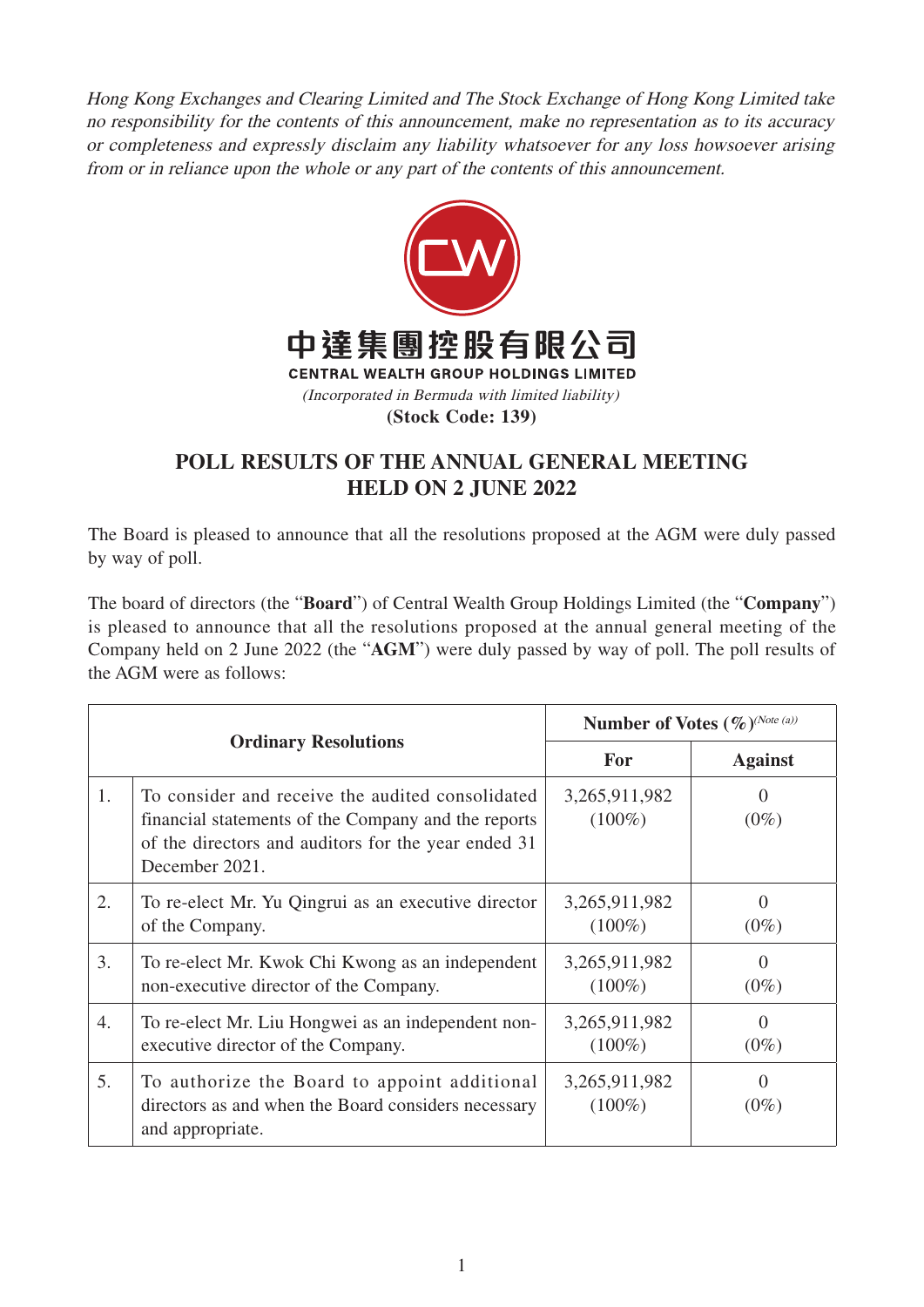*Hong Kong Exchanges and Clearing Limited and The Stock Exchange of Hong Kong Limited take no responsibility for the contents of this announcement, make no representation as to its accuracy or completeness and expressly disclaim any liability whatsoever for any loss howsoever arising from or in reliance upon the whole or any part of the contents of this announcement.*

# 中達集團控股有限公司
**CENTRAL WEALTH GROUP HOLDINGS LIMITED**

*(Incorporated in Bermuda with limited liability)*

**(Stock Code: 139)**

## POLL RESULTS OF THE ANNUAL GENERAL MEETING HELD ON 2 JUNE 2022

The Board is pleased to announce that all the resolutions proposed at the AGM were duly passed by way of poll.

The board of directors (the "**Board**") of Central Wealth Group Holdings Limited (the "**Company**") is pleased to announce that all the resolutions proposed at the annual general meeting of the Company held on 2 June 2022 (the "**AGM**") were duly passed by way of poll. The poll results of the AGM were as follows:

| **Ordinary Resolutions** | | **Number of Votes (%)** *(Note (a))* | |
|---|---|---|---|
| | | **For** | **Against** |
| 1. | To consider and receive the audited consolidated financial statements of the Company and the reports of the directors and auditors for the year ended 31 December 2021. | 3,265,911,982 (100%) | 0 (0%) |
| 2. | To re-elect Mr. Yu Qingrui as an executive director of the Company. | 3,265,911,982 (100%) | 0 (0%) |
| 3. | To re-elect Mr. Kwok Chi Kwong as an independent non-executive director of the Company. | 3,265,911,982 (100%) | 0 (0%) |
| 4. | To re-elect Mr. Liu Hongwei as an independent non-executive director of the Company. | 3,265,911,982 (100%) | 0 (0%) |
| 5. | To authorize the Board to appoint additional directors as and when the Board considers necessary and appropriate. | 3,265,911,982 (100%) | 0 (0%) |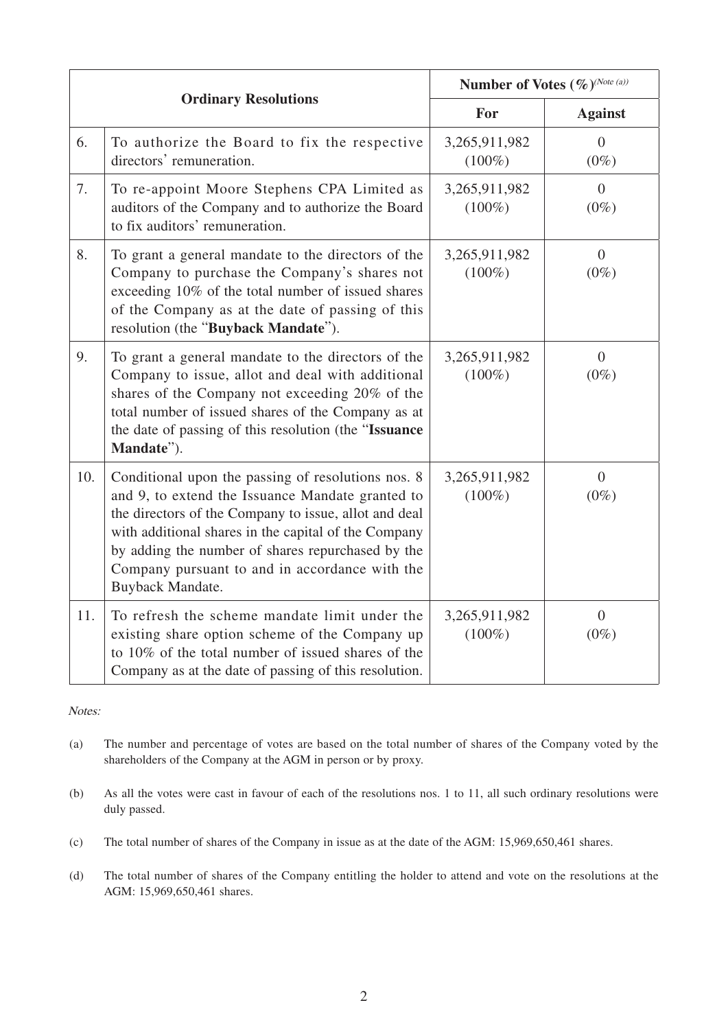| Ordinary Resolutions | | Number of Votes (%)(Note (a)) | |
|---|---|---|---|
| | | For | Against |
| 6. | To authorize the Board to fix the respective directors' remuneration. | 3,265,911,982 (100%) | 0 (0%) |
| 7. | To re-appoint Moore Stephens CPA Limited as auditors of the Company and to authorize the Board to fix auditors' remuneration. | 3,265,911,982 (100%) | 0 (0%) |
| 8. | To grant a general mandate to the directors of the Company to purchase the Company's shares not exceeding 10% of the total number of issued shares of the Company as at the date of passing of this resolution (the "**Buyback Mandate**"). | 3,265,911,982 (100%) | 0 (0%) |
| 9. | To grant a general mandate to the directors of the Company to issue, allot and deal with additional shares of the Company not exceeding 20% of the total number of issued shares of the Company as at the date of passing of this resolution (the "**Issuance Mandate**"). | 3,265,911,982 (100%) | 0 (0%) |
| 10. | Conditional upon the passing of resolutions nos. 8 and 9, to extend the Issuance Mandate granted to the directors of the Company to issue, allot and deal with additional shares in the capital of the Company by adding the number of shares repurchased by the Company pursuant to and in accordance with the Buyback Mandate. | 3,265,911,982 (100%) | 0 (0%) |
| 11. | To refresh the scheme mandate limit under the existing share option scheme of the Company up to 10% of the total number of issued shares of the Company as at the date of passing of this resolution. | 3,265,911,982 (100%) | 0 (0%) |

*Notes:*

(a) The number and percentage of votes are based on the total number of shares of the Company voted by the shareholders of the Company at the AGM in person or by proxy.

(b) As all the votes were cast in favour of each of the resolutions nos. 1 to 11, all such ordinary resolutions were duly passed.

(c) The total number of shares of the Company in issue as at the date of the AGM: 15,969,650,461 shares.

(d) The total number of shares of the Company entitling the holder to attend and vote on the resolutions at the AGM: 15,969,650,461 shares.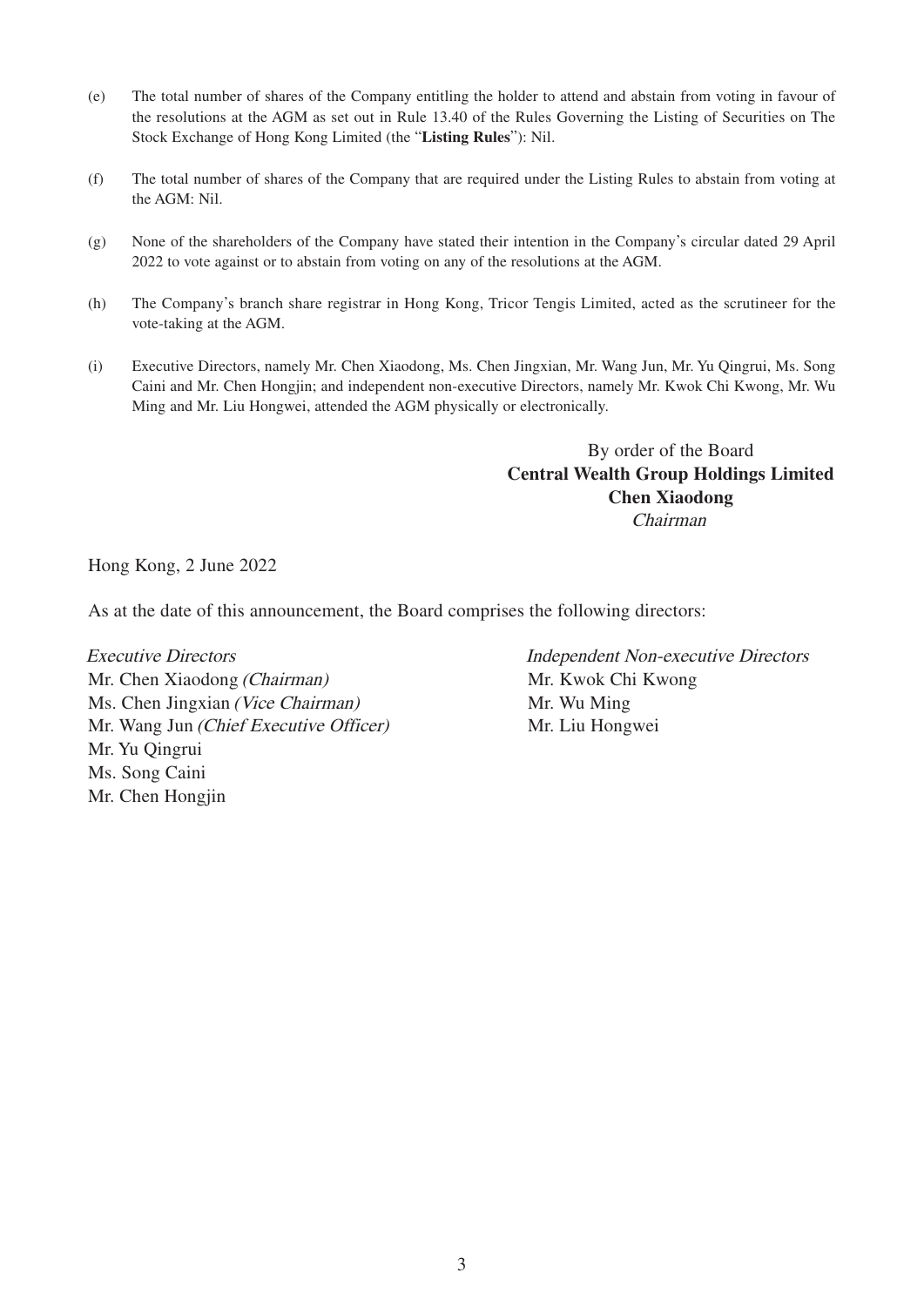(e) The total number of shares of the Company entitling the holder to attend and abstain from voting in favour of the resolutions at the AGM as set out in Rule 13.40 of the Rules Governing the Listing of Securities on The Stock Exchange of Hong Kong Limited (the "**Listing Rules**"): Nil.

(f) The total number of shares of the Company that are required under the Listing Rules to abstain from voting at the AGM: Nil.

(g) None of the shareholders of the Company have stated their intention in the Company's circular dated 29 April 2022 to vote against or to abstain from voting on any of the resolutions at the AGM.

(h) The Company's branch share registrar in Hong Kong, Tricor Tengis Limited, acted as the scrutineer for the vote-taking at the AGM.

(i) Executive Directors, namely Mr. Chen Xiaodong, Ms. Chen Jingxian, Mr. Wang Jun, Mr. Yu Qingrui, Ms. Song Caini and Mr. Chen Hongjin; and independent non-executive Directors, namely Mr. Kwok Chi Kwong, Mr. Wu Ming and Mr. Liu Hongwei, attended the AGM physically or electronically.

By order of the Board
**Central Wealth Group Holdings Limited**
**Chen Xiaodong**
*Chairman*

Hong Kong, 2 June 2022

As at the date of this announcement, the Board comprises the following directors:

*Executive Directors*
Mr. Chen Xiaodong *(Chairman)*
Ms. Chen Jingxian *(Vice Chairman)*
Mr. Wang Jun *(Chief Executive Officer)*
Mr. Yu Qingrui
Ms. Song Caini
Mr. Chen Hongjin

*Independent Non-executive Directors*
Mr. Kwok Chi Kwong
Mr. Wu Ming
Mr. Liu Hongwei